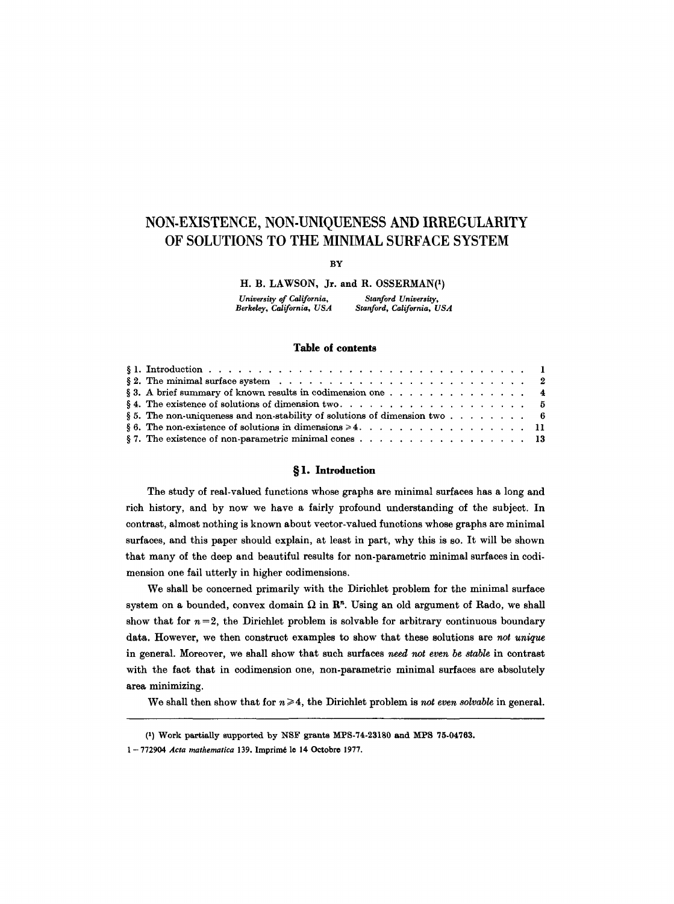# NON-EXISTENCE, NON-UNIQUENESS AND IRREGULARITY OF SOLUTIONS TO THE MINIMAL SURFACE SYSTEM

BY

H. B. LAWSON, Jr. and R. OSSERMAN[1]

*University of California, Berkeley, California, USA* &nbsp;&nbsp;&nbsp; *Stanford University, Stanford, California, USA*

## Table of contents

| | |
|---|---|
| § 1. Introduction | 1 |
| § 2. The minimal surface system | 2 |
| § 3. A brief summary of known results in codimension one | 4 |
| § 4. The existence of solutions of dimension two | 5 |
| § 5. The non-uniqueness and non-stability of solutions of dimension two | 6 |
| § 6. The non-existence of solutions in dimensions $\geqslant 4$ | 11 |
| § 7. The existence of non-parametric minimal cones | 13 |

## § 1. Introduction

The study of real-valued functions whose graphs are minimal surfaces has a long and rich history, and by now we have a fairly profound understanding of the subject. In contrast, almost nothing is known about vector-valued functions whose graphs are minimal surfaces, and this paper should explain, at least in part, why this is so. It will be shown that many of the deep and beautiful results for non-parametric minimal surfaces in codimension one fail utterly in higher codimensions.

We shall be concerned primarily with the Dirichlet problem for the minimal surface system on a bounded, convex domain $\Omega$ in $\mathbf{R}^n$. Using an old argument of Rado, we shall show that for $n=2$, the Dirichlet problem is solvable for arbitrary continuous boundary data. However, we then construct examples to show that these solutions are *not unique* in general. Moreover, we shall show that such surfaces *need not even be stable* in contrast with the fact that in codimension one, non-parametric minimal surfaces are absolutely area minimizing.

We shall then show that for $n \geqslant 4$, the Dirichlet problem is *not even solvable* in general.

---

[1] Work partially supported by NSF grants MPS-74-23180 and MPS 75-04763.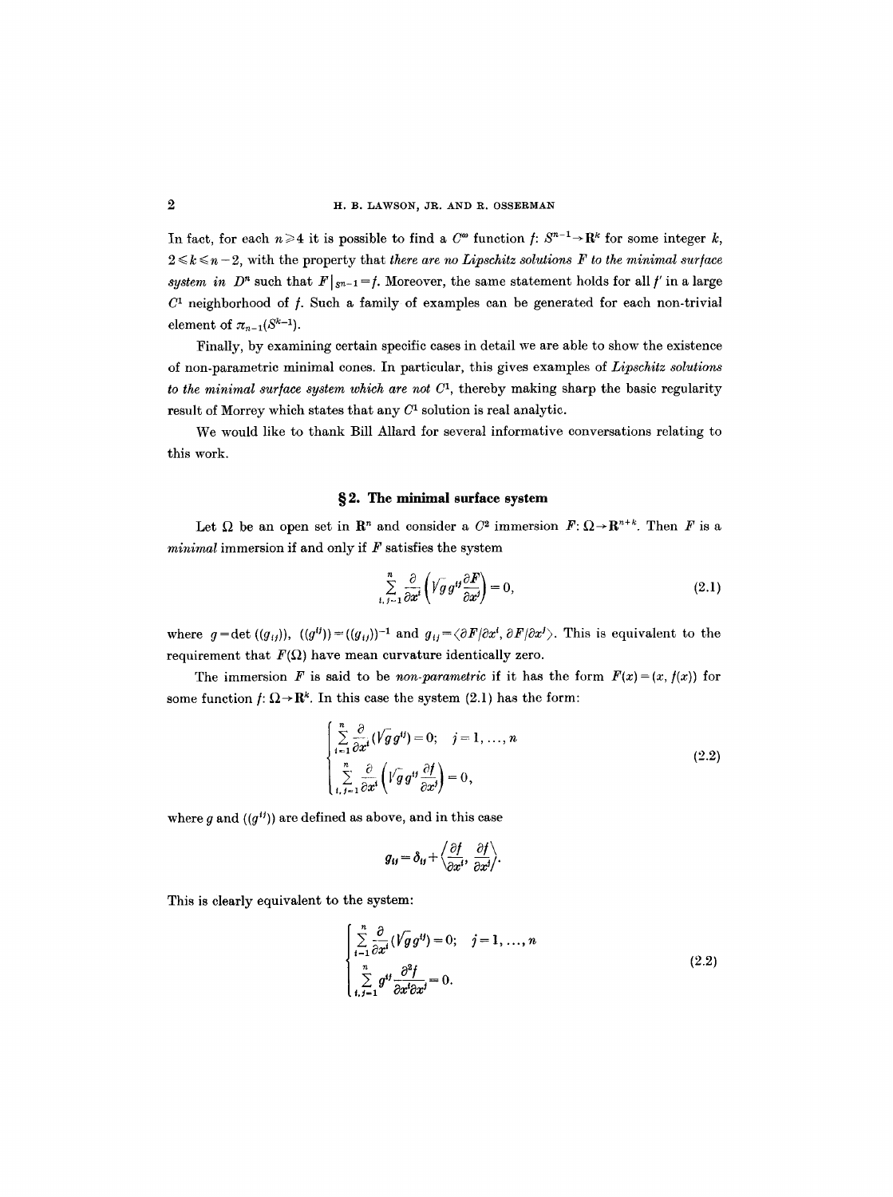In fact, for each $n \geqslant 4$ it is possible to find a $C^\infty$ function $f: S^{n-1} \to \mathbf{R}^k$ for some integer $k$, $2 \leqslant k \leqslant n-2$, with the property that *there are no Lipschitz solutions $F$ to the minimal surface system in $D^n$* such that $F|_{S^{n-1}} = f$. Moreover, the same statement holds for all $f'$ in a large $C^1$ neighborhood of $f$. Such a family of examples can be generated for each non-trivial element of $\pi_{n-1}(S^{k-1})$.

Finally, by examining certain specific cases in detail we are able to show the existence of non-parametric minimal cones. In particular, this gives examples of *Lipschitz solutions to the minimal surface system which are not $C^1$*, thereby making sharp the basic regularity result of Morrey which states that any $C^1$ solution is real analytic.

We would like to thank Bill Allard for several informative conversations relating to this work.

## § 2. The minimal surface system

Let $\Omega$ be an open set in $\mathbf{R}^n$ and consider a $C^2$ immersion $F: \Omega \to \mathbf{R}^{n+k}$. Then $F$ is a *minimal* immersion if and only if $F$ satisfies the system

$$\sum_{i,j=1}^{n} \frac{\partial}{\partial x^i}\left(\sqrt{g}\, g^{ij} \frac{\partial F}{\partial x^j}\right) = 0, \tag{2.1}$$

where $g = \det((g_{ij}))$, $((g^{ij})) = ((g_{ij}))^{-1}$ and $g_{ij} = \langle \partial F/\partial x^i, \partial F/\partial x^j \rangle$. This is equivalent to the requirement that $F(\Omega)$ have mean curvature identically zero.

The immersion $F$ is said to be *non-parametric* if it has the form $F(x) = (x, f(x))$ for some function $f: \Omega \to \mathbf{R}^k$. In this case the system (2.1) has the form:

$$\begin{cases} \displaystyle\sum_{i=1}^{n} \frac{\partial}{\partial x^i}(\sqrt{g}\, g^{ij}) = 0; \quad j = 1, \ldots, n \\ \displaystyle\sum_{i,j=1}^{n} \frac{\partial}{\partial x^i}\left(\sqrt{g}\, g^{ij} \frac{\partial f}{\partial x^j}\right) = 0, \end{cases} \tag{2.2}$$

where $g$ and $((g^{ij}))$ are defined as above, and in this case

$$g_{ij} = \delta_{ij} + \left\langle \frac{\partial f}{\partial x^i}, \frac{\partial f}{\partial x^j} \right\rangle.$$

This is clearly equivalent to the system:

$$\begin{cases} \displaystyle\sum_{i=1}^{n} \frac{\partial}{\partial x^i}(\sqrt{g}\, g^{ij}) = 0; \quad j = 1, \ldots, n \\ \displaystyle\sum_{i,j=1}^{n} g^{ij} \frac{\partial^2 f}{\partial x^i \partial x^j} = 0. \end{cases} \tag{2.2}$$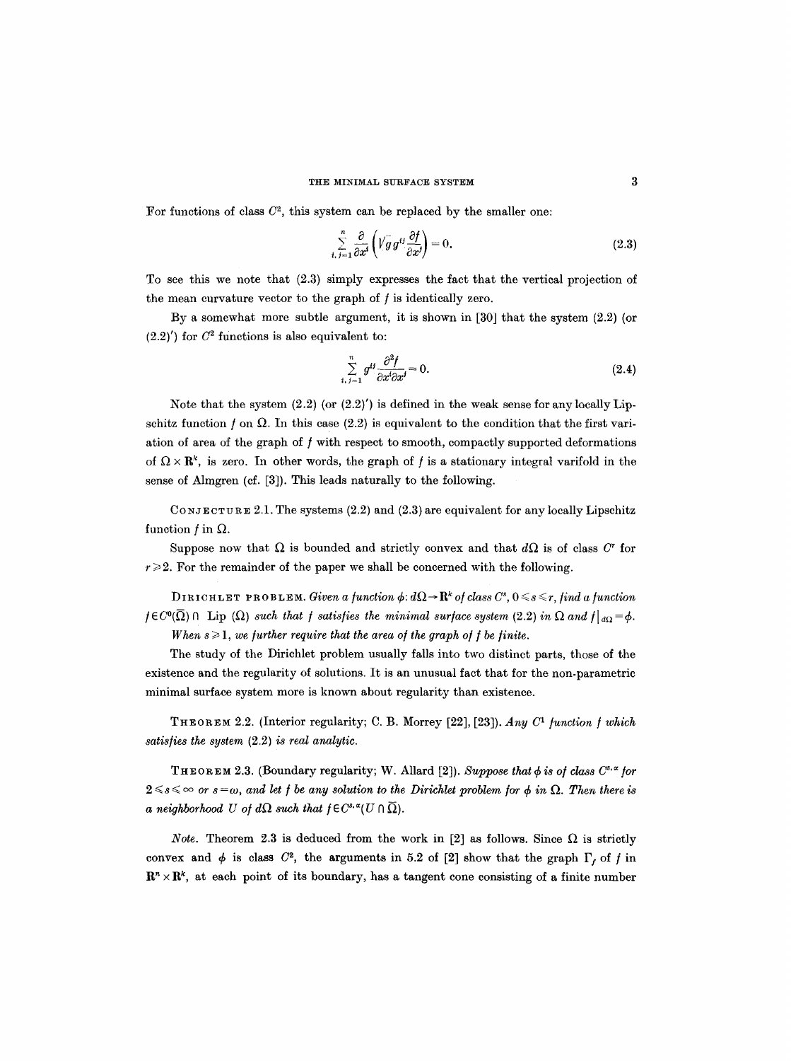For functions of class $C^2$, this system can be replaced by the smaller one:

$$\sum_{i,j=1}^{n} \frac{\partial}{\partial x^i}\left(\sqrt{g}\, g^{ij} \frac{\partial f}{\partial x^j}\right) = 0. \tag{2.3}$$

To see this we note that (2.3) simply expresses the fact that the vertical projection of the mean curvature vector to the graph of $f$ is identically zero.

By a somewhat more subtle argument, it is shown in [30] that the system (2.2) (or (2.2)′) for $C^2$ functions is also equivalent to:

$$\sum_{i,j=1}^{n} g^{ij} \frac{\partial^2 f}{\partial x^i \partial x^j} = 0. \tag{2.4}$$

Note that the system (2.2) (or (2.2)′) is defined in the weak sense for any locally Lipschitz function $f$ on $\Omega$. In this case (2.2) is equivalent to the condition that the first variation of area of the graph of $f$ with respect to smooth, compactly supported deformations of $\Omega \times \mathbf{R}^k$, is zero. In other words, the graph of $f$ is a stationary integral varifold in the sense of Almgren (cf. [3]). This leads naturally to the following.

CONJECTURE 2.1. The systems (2.2) and (2.3) are equivalent for any locally Lipschitz function $f$ in $\Omega$.

Suppose now that $\Omega$ is bounded and strictly convex and that $d\Omega$ is of class $C^r$ for $r \geq 2$. For the remainder of the paper we shall be concerned with the following.

DIRICHLET PROBLEM. *Given a function $\phi: d\Omega \to \mathbf{R}^k$ of class $C^s$, $0 \leq s \leq r$, find a function $f \in C^0(\bar{\Omega}) \cap \operatorname{Lip}(\Omega)$ such that $f$ satisfies the minimal surface system (2.2) in $\Omega$ and $f|_{d\Omega} = \phi$.*

*When $s \geq 1$, we further require that the area of the graph of $f$ be finite.*

The study of the Dirichlet problem usually falls into two distinct parts, those of the existence and the regularity of solutions. It is an unusual fact that for the non-parametric minimal surface system more is known about regularity than existence.

THEOREM 2.2. (Interior regularity; C. B. Morrey [22], [23]). *Any $C^1$ function $f$ which satisfies the system (2.2) is real analytic.*

THEOREM 2.3. (Boundary regularity; W. Allard [2]). *Suppose that $\phi$ is of class $C^{s,\alpha}$ for $2 \leq s \leq \infty$ or $s = \omega$, and let $f$ be any solution to the Dirichlet problem for $\phi$ in $\Omega$. Then there is a neighborhood $U$ of $d\Omega$ such that $f \in C^{s,\alpha}(U \cap \bar{\Omega})$.*

*Note.* Theorem 2.3 is deduced from the work in [2] as follows. Since $\Omega$ is strictly convex and $\phi$ is class $C^2$, the arguments in 5.2 of [2] show that the graph $\Gamma_f$ of $f$ in $\mathbf{R}^n \times \mathbf{R}^k$, at each point of its boundary, has a tangent cone consisting of a finite number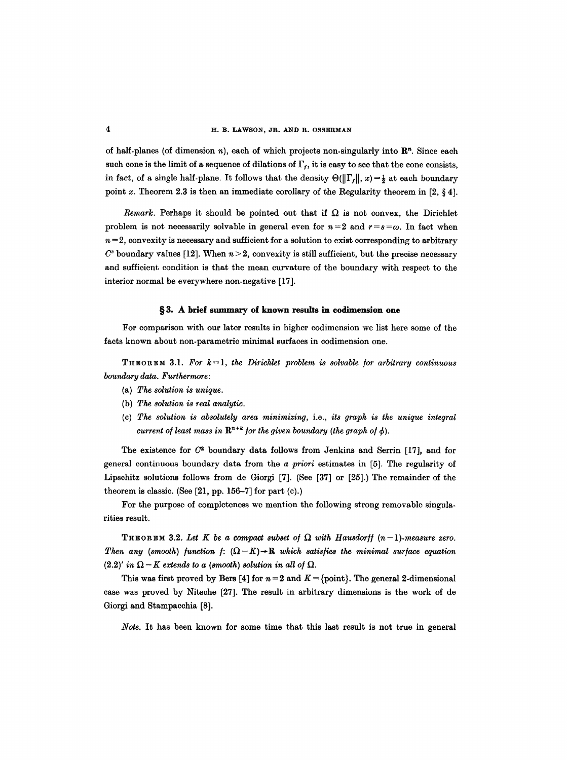of half-planes (of dimension $n$), each of which projects non-singularly into $\mathbf{R}^n$. Since each such cone is the limit of a sequence of dilations of $\Gamma_f$, it is easy to see that the cone consists, in fact, of a single half-plane. It follows that the density $\Theta(\|\Gamma_f\|, x) = \frac{1}{2}$ at each boundary point $x$. Theorem 2.3 is then an immediate corollary of the Regularity theorem in [2, § 4].

*Remark.* Perhaps it should be pointed out that if $\Omega$ is not convex, the Dirichlet problem is not necessarily solvable in general even for $n = 2$ and $r = s = \omega$. In fact when $n = 2$, convexity is necessary and sufficient for a solution to exist corresponding to arbitrary $C^2$ boundary values [12]. When $n > 2$, convexity is still sufficient, but the precise necessary and sufficient condition is that the mean curvature of the boundary with respect to the interior normal be everywhere non-negative [17].

## § 3. A brief summary of known results in codimension one

For comparison with our later results in higher codimension we list here some of the facts known about non-parametric minimal surfaces in codimension one.

THEOREM 3.1. *For $k = 1$, the Dirichlet problem is solvable for arbitrary continuous boundary data. Furthermore:*

(a) *The solution is unique.*

(b) *The solution is real analytic.*

(c) *The solution is absolutely area minimizing, i.e., its graph is the unique integral current of least mass in $\mathbf{R}^{n+k}$ for the given boundary (the graph of $\phi$).*

The existence for $C^2$ boundary data follows from Jenkins and Serrin [17], and for general continuous boundary data from the *a priori* estimates in [5]. The regularity of Lipschitz solutions follows from de Giorgi [7]. (See [37] or [25].) The remainder of the theorem is classic. (See [21, pp. 156–7] for part (c).)

For the purpose of completeness we mention the following strong removable singularities result.

THEOREM 3.2. *Let $K$ be a compact subset of $\Omega$ with Hausdorff $(n-1)$-measure zero. Then any (smooth) function $f$: $(\Omega - K) \to \mathbf{R}$ which satisfies the minimal surface equation (2.2)′ in $\Omega - K$ extends to a (smooth) solution in all of $\Omega$.*

This was first proved by Bers [4] for $n = 2$ and $K = \{\text{point}\}$. The general 2-dimensional case was proved by Nitsche [27]. The result in arbitrary dimensions is the work of de Giorgi and Stampacchia [8].

*Note.* It has been known for some time that this last result is not true in general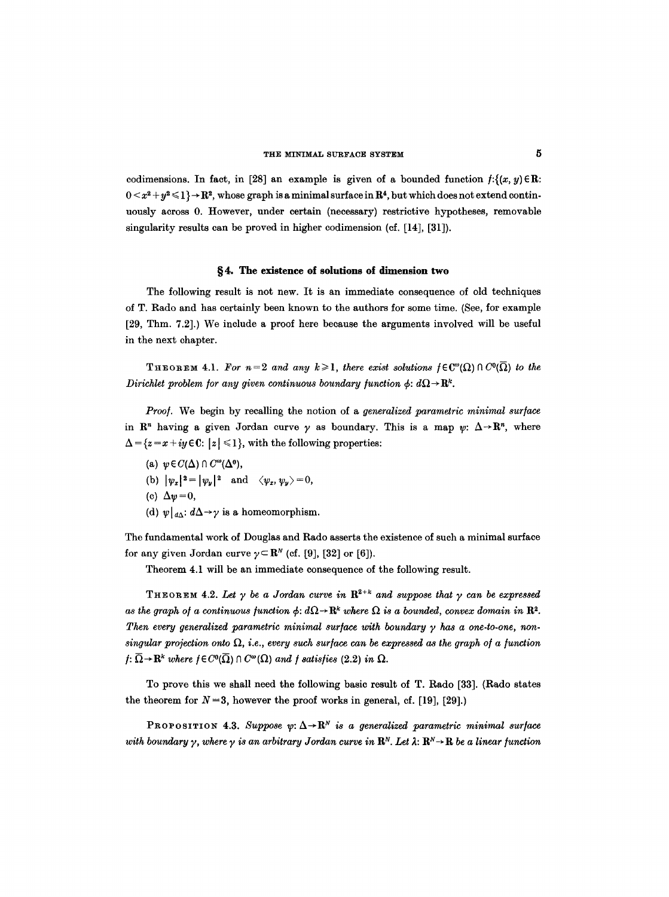codimensions. In fact, in [28] an example is given of a bounded function $f:\{(x, y) \in \mathbf{R}: 0 < x^2 + y^2 \leq 1\} \to \mathbf{R}^2$, whose graph is a minimal surface in $\mathbf{R}^4$, but which does not extend continuously across 0. However, under certain (necessary) restrictive hypotheses, removable singularity results can be proved in higher codimension (cf. [14], [31]).

## § 4. The existence of solutions of dimension two

The following result is not new. It is an immediate consequence of old techniques of T. Rado and has certainly been known to the authors for some time. (See, for example [29, Thm. 7.2].) We include a proof here because the arguments involved will be useful in the next chapter.

THEOREM 4.1. *For $n = 2$ and any $k \geq 1$, there exist solutions $f \in C^\omega(\Omega) \cap C^0(\bar{\Omega})$ to the Dirichlet problem for any given continuous boundary function $\phi: d\Omega \to \mathbf{R}^k$.*

*Proof.* We begin by recalling the notion of a *generalized parametric minimal surface* in $\mathbf{R}^n$ having a given Jordan curve $\gamma$ as boundary. This is a map $\psi: \Delta \to \mathbf{R}^n$, where $\Delta = \{z = x + iy \in \mathbf{C}: |z| \leq 1\}$, with the following properties:

(a) $\psi \in C(\Delta) \cap C^\omega(\Delta^0)$,

(b) $|\psi_x|^2 = |\psi_y|^2$ and $\langle \psi_x, \psi_y \rangle = 0$,

(c) $\Delta \psi = 0$,

(d) $\psi|_{d\Delta}: d\Delta \to \gamma$ is a homeomorphism.

The fundamental work of Douglas and Rado asserts the existence of such a minimal surface for any given Jordan curve $\gamma \subset \mathbf{R}^N$ (cf. [9], [32] or [6]).

Theorem 4.1 will be an immediate consequence of the following result.

THEOREM 4.2. *Let $\gamma$ be a Jordan curve in $\mathbf{R}^{2+k}$ and suppose that $\gamma$ can be expressed as the graph of a continuous function $\phi: d\Omega \to \mathbf{R}^k$ where $\Omega$ is a bounded, convex domain in $\mathbf{R}^2$. Then every generalized parametric minimal surface with boundary $\gamma$ has a one-to-one, non-singular projection onto $\Omega$, i.e., every such surface can be expressed as the graph of a function $f: \bar{\Omega} \to \mathbf{R}^k$ where $f \in C^0(\bar{\Omega}) \cap C^\omega(\Omega)$ and $f$ satisfies (2.2) in $\Omega$.*

To prove this we shall need the following basic result of T. Rado [33]. (Rado states the theorem for $N = 3$, however the proof works in general, cf. [19], [29].)

PROPOSITION 4.3. *Suppose $\psi: \Delta \to \mathbf{R}^N$ is a generalized parametric minimal surface with boundary $\gamma$, where $\gamma$ is an arbitrary Jordan curve in $\mathbf{R}^N$. Let $\lambda: \mathbf{R}^N \to \mathbf{R}$ be a linear function*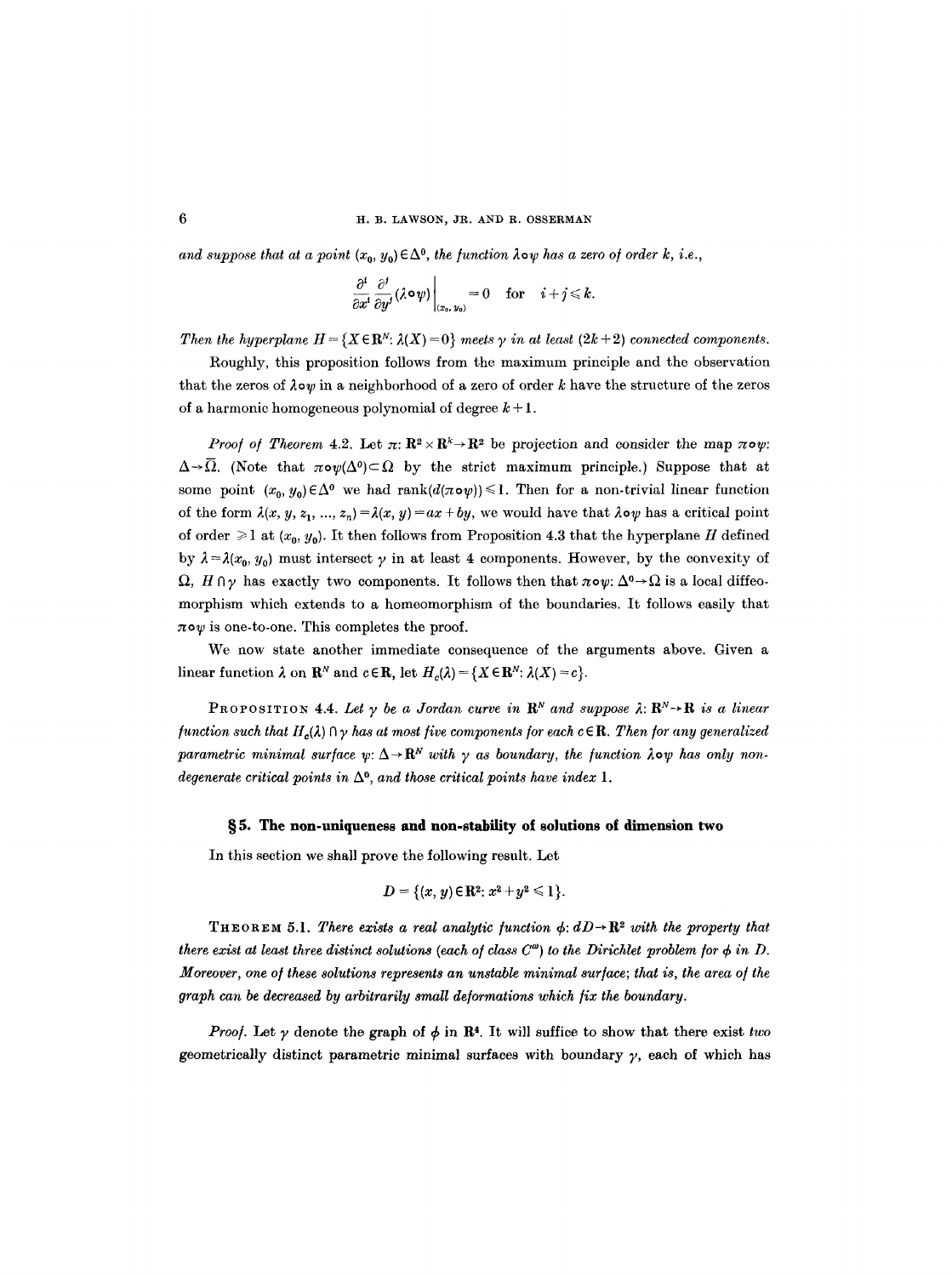*and suppose that at a point $(x_0, y_0) \in \Delta^0$, the function $\lambda \circ \psi$ has a zero of order $k$, i.e.,*

$$\frac{\partial^i}{\partial x^i}\frac{\partial^j}{\partial y^j}(\lambda \circ \psi)\bigg|_{(x_0,\, y_0)} = 0 \quad \text{for} \quad i + j \leqslant k.$$

*Then the hyperplane $H = \{X \in \mathbf{R}^N : \lambda(X) = 0\}$ meets $\gamma$ in at least $(2k+2)$ connected components.*

Roughly, this proposition follows from the maximum principle and the observation that the zeros of $\lambda \circ \psi$ in a neighborhood of a zero of order $k$ have the structure of the zeros of a harmonic homogeneous polynomial of degree $k+1$.

*Proof of Theorem* 4.2. Let $\pi: \mathbf{R}^2 \times \mathbf{R}^k \to \mathbf{R}^2$ be projection and consider the map $\pi \circ \psi$: $\Delta \to \bar{\Omega}$. (Note that $\pi \circ \psi(\Delta^0) \subset \Omega$ by the strict maximum principle.) Suppose that at some point $(x_0, y_0) \in \Delta^0$ we had $\operatorname{rank}(d(\pi \circ \psi)) \leqslant 1$. Then for a non-trivial linear function of the form $\lambda(x, y, z_1, \ldots, z_n) = \lambda(x, y) = ax + by$, we would have that $\lambda \circ \psi$ has a critical point of order $\geqslant 1$ at $(x_0, y_0)$. It then follows from Proposition 4.3 that the hyperplane $H$ defined by $\lambda = \lambda(x_0, y_0)$ must intersect $\gamma$ in at least 4 components. However, by the convexity of $\Omega$, $H \cap \gamma$ has exactly two components. It follows then that $\pi \circ \psi: \Delta^0 \to \Omega$ is a local diffeomorphism which extends to a homeomorphism of the boundaries. It follows easily that $\pi \circ \psi$ is one-to-one. This completes the proof.

We now state another immediate consequence of the arguments above. Given a linear function $\lambda$ on $\mathbf{R}^N$ and $c \in \mathbf{R}$, let $H_c(\lambda) = \{X \in \mathbf{R}^N : \lambda(X) = c\}$.

PROPOSITION 4.4. *Let $\gamma$ be a Jordan curve in $\mathbf{R}^N$ and suppose $\lambda: \mathbf{R}^N \to \mathbf{R}$ is a linear function such that $H_c(\lambda) \cap \gamma$ has at most five components for each $c \in \mathbf{R}$. Then for any generalized parametric minimal surface $\psi: \Delta \to \mathbf{R}^N$ with $\gamma$ as boundary, the function $\lambda \circ \psi$ has only non-degenerate critical points in $\Delta^0$, and those critical points have index 1.*

## § 5. The non-uniqueness and non-stability of solutions of dimension two

In this section we shall prove the following result. Let

$$D = \{(x, y) \in \mathbf{R}^2 : x^2 + y^2 \leqslant 1\}.$$

THEOREM 5.1. *There exists a real analytic function $\phi: dD \to \mathbf{R}^2$ with the property that there exist at least three distinct solutions (each of class $C^\omega$) to the Dirichlet problem for $\phi$ in $D$. Moreover, one of these solutions represents an unstable minimal surface; that is, the area of the graph can be decreased by arbitrarily small deformations which fix the boundary.*

*Proof.* Let $\gamma$ denote the graph of $\phi$ in $\mathbf{R}^4$. It will suffice to show that there exist *two* geometrically distinct parametric minimal surfaces with boundary $\gamma$, each of which has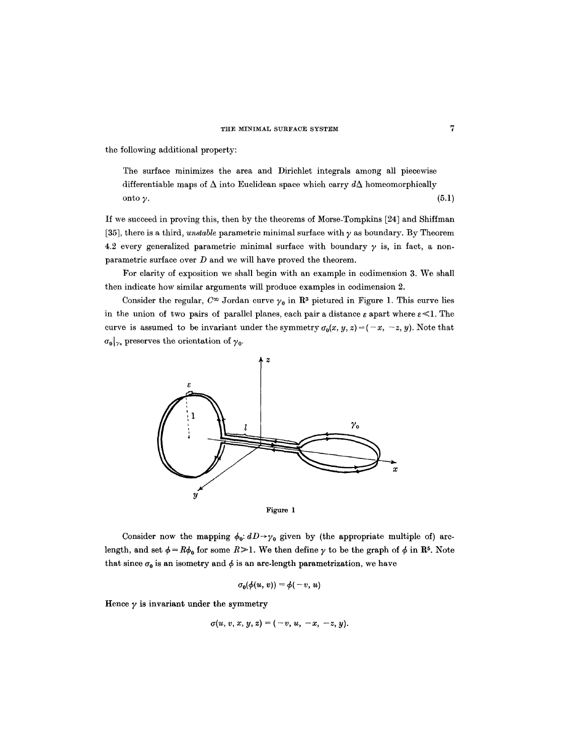the following additional property:

> The surface minimizes the area and Dirichlet integrals among all piecewise differentiable maps of $\Delta$ into Euclidean space which carry $d\Delta$ homeomorphically onto $\gamma$. (5.1)

If we succeed in proving this, then by the theorems of Morse-Tompkins [24] and Shiffman [35], there is a third, *unstable* parametric minimal surface with $\gamma$ as boundary. By Theorem 4.2 every generalized parametric minimal surface with boundary $\gamma$ is, in fact, a non-parametric surface over $D$ and we will have proved the theorem.

For clarity of exposition we shall begin with an example in codimension 3. We shall then indicate how similar arguments will produce examples in codimension 2.

Consider the regular, $C^\infty$ Jordan curve $\gamma_0$ in $\mathbf{R}^3$ pictured in Figure 1. This curve lies in the union of two pairs of parallel planes, each pair a distance $\varepsilon$ apart where $\varepsilon \ll 1$. The curve is assumed to be invariant under the symmetry $\sigma_0(x, y, z) = (-x, -z, y)$. Note that $\sigma_0|_{\gamma_0}$ preserves the orientation of $\gamma_0$.

Figure 1

Consider now the mapping $\phi_0 : dD \to \gamma_0$ given by (the appropriate multiple of) arc-length, and set $\phi = R\phi_0$ for some $R \gg 1$. We then define $\gamma$ to be the graph of $\phi$ in $\mathbf{R}^5$. Note that since $\sigma_0$ is an isometry and $\phi$ is an arc-length parametrization, we have

$$\sigma_0(\phi(u, v)) = \phi(-v, u)$$

Hence $\gamma$ is invariant under the symmetry

$$\sigma(u, v, x, y, z) = (-v, u, -x, -z, y).$$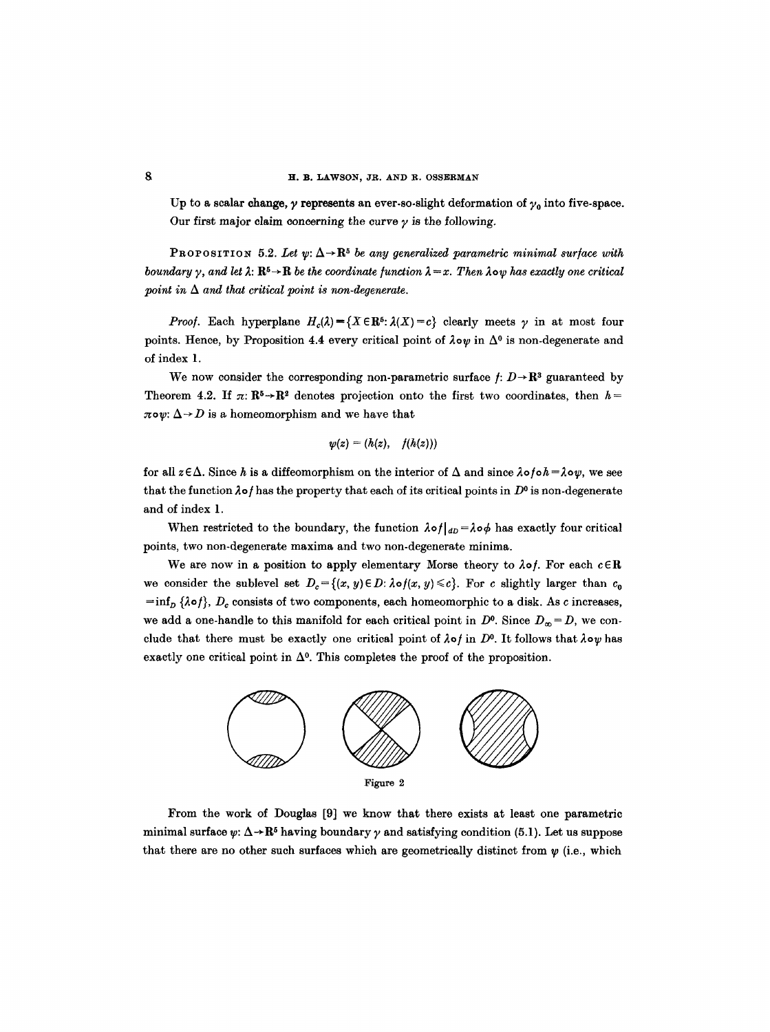Up to a scalar change, $\gamma$ represents an ever-so-slight deformation of $\gamma_0$ into five-space. Our first major claim concerning the curve $\gamma$ is the following.

PROPOSITION 5.2. *Let $\psi: \Delta \to \mathbf{R}^5$ be any generalized parametric minimal surface with boundary $\gamma$, and let $\lambda: \mathbf{R}^5 \to \mathbf{R}$ be the coordinate function $\lambda = x$. Then $\lambda \circ \psi$ has exactly one critical point in $\Delta$ and that critical point is non-degenerate.*

*Proof.* Each hyperplane $H_c(\lambda) = \{X \in \mathbf{R}^5: \lambda(X) = c\}$ clearly meets $\gamma$ in at most four points. Hence, by Proposition 4.4 every critical point of $\lambda \circ \psi$ in $\Delta^0$ is non-degenerate and of index 1.

We now consider the corresponding non-parametric surface $f: D \to \mathbf{R}^3$ guaranteed by Theorem 4.2. If $\pi: \mathbf{R}^5 \to \mathbf{R}^2$ denotes projection onto the first two coordinates, then $h = \pi \circ \psi: \Delta \to D$ is a homeomorphism and we have that

$$\psi(z) = (h(z), \quad f(h(z)))$$

for all $z \in \Delta$. Since $h$ is a diffeomorphism on the interior of $\Delta$ and since $\lambda \circ f \circ h = \lambda \circ \psi$, we see that the function $\lambda \circ f$ has the property that each of its critical points in $D^0$ is non-degenerate and of index 1.

When restricted to the boundary, the function $\lambda \circ f|_{\partial D} = \lambda \circ \phi$ has exactly four critical points, two non-degenerate maxima and two non-degenerate minima.

We are now in a position to apply elementary Morse theory to $\lambda \circ f$. For each $c \in \mathbf{R}$ we consider the sublevel set $D_c = \{(x, y) \in D: \lambda \circ f(x, y) \leq c\}$. For $c$ slightly larger than $c_0 = \inf_D \{\lambda \circ f\}$, $D_c$ consists of two components, each homeomorphic to a disk. As $c$ increases, we add a one-handle to this manifold for each critical point in $D^0$. Since $D_\infty = D$, we conclude that there must be exactly one critical point of $\lambda \circ f$ in $D^0$. It follows that $\lambda \circ \psi$ has exactly one critical point in $\Delta^0$. This completes the proof of the proposition.

Figure 2

From the work of Douglas [9] we know that there exists at least one parametric minimal surface $\psi: \Delta \to \mathbf{R}^5$ having boundary $\gamma$ and satisfying condition (5.1). Let us suppose that there are no other such surfaces which are geometrically distinct from $\psi$ (i.e., which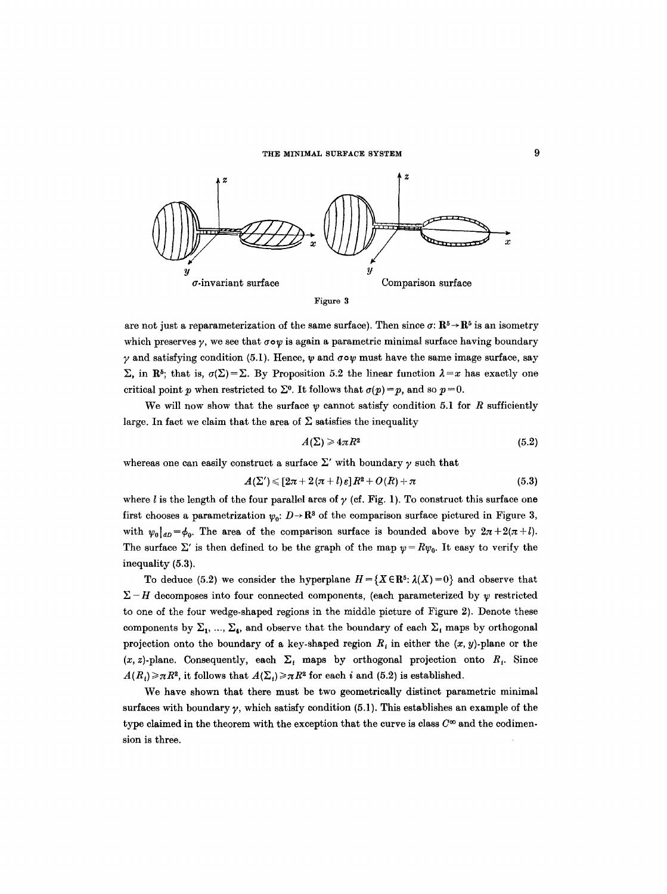*σ*-invariant surface    Comparison surface

Figure 3

are not just a reparameterization of the same surface). Then since $\sigma: \mathbf{R}^5 \to \mathbf{R}^5$ is an isometry which preserves $\gamma$, we see that $\sigma \circ \psi$ is again a parametric minimal surface having boundary $\gamma$ and satisfying condition (5.1). Hence, $\psi$ and $\sigma \circ \psi$ must have the same image surface, say $\Sigma$, in $\mathbf{R}^5$; that is, $\sigma(\Sigma) = \Sigma$. By Proposition 5.2 the linear function $\lambda = x$ has exactly one critical point $p$ when restricted to $\Sigma^0$. It follows that $\sigma(p) = p$, and so $p = 0$.

We will now show that the surface $\psi$ cannot satisfy condition 5.1 for $R$ sufficiently large. In fact we claim that the area of $\Sigma$ satisfies the inequality

$$A(\Sigma) \geq 4\pi R^2 \tag{5.2}$$

whereas one can easily construct a surface $\Sigma'$ with boundary $\gamma$ such that

$$A(\Sigma') \leq [2\pi + 2(\pi + l)\varepsilon] R^2 + O(R) + \pi \tag{5.3}$$

where $l$ is the length of the four parallel arcs of $\gamma$ (cf. Fig. 1). To construct this surface one first chooses a parametrization $\psi_0: D \to \mathbf{R}^3$ of the comparison surface pictured in Figure 3, with $\psi_0|_{\partial D} = \phi_0$. The area of the comparison surface is bounded above by $2\pi + 2(\pi + l)$. The surface $\Sigma'$ is then defined to be the graph of the map $\psi = R\psi_0$. It easy to verify the inequality (5.3).

To deduce (5.2) we consider the hyperplane $H = \{X \in \mathbf{R}^5 : \lambda(X) = 0\}$ and observe that $\Sigma - H$ decomposes into four connected components, (each parameterized by $\psi$ restricted to one of the four wedge-shaped regions in the middle picture of Figure 2). Denote these components by $\Sigma_1, \ldots, \Sigma_4$, and observe that the boundary of each $\Sigma_i$ maps by orthogonal projection onto the boundary of a key-shaped region $R_i$ in either the $(x, y)$-plane or the $(x, z)$-plane. Consequently, each $\Sigma_i$ maps by orthogonal projection onto $R_i$. Since $A(R_i) \geq \pi R^2$, it follows that $A(\Sigma_i) \geq \pi R^2$ for each $i$ and (5.2) is established.

We have shown that there must be two geometrically distinct parametric minimal surfaces with boundary $\gamma$, which satisfy condition (5.1). This establishes an example of the type claimed in the theorem with the exception that the curve is class $C^\infty$ and the codimension is three.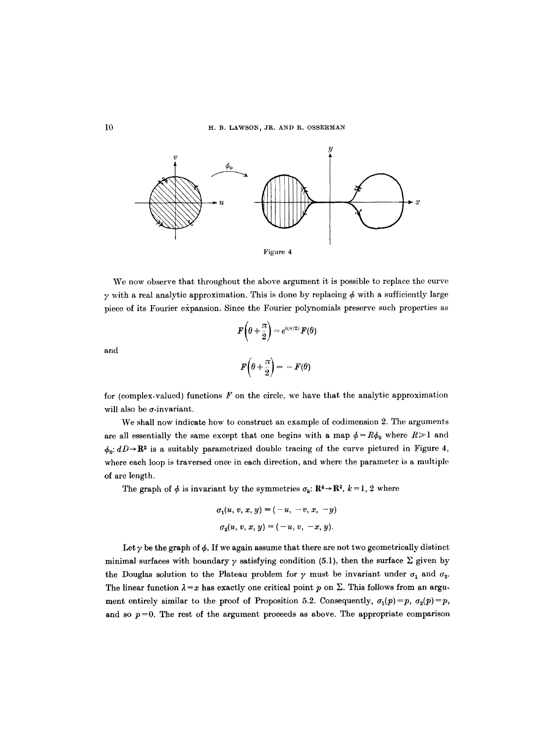Figure 4

We now observe that throughout the above argument it is possible to replace the curve $\gamma$ with a real analytic approximation. This is done by replacing $\phi$ with a sufficiently large piece of its Fourier expansion. Since the Fourier polynomials preserve such properties as

$$F\left(\theta + \frac{\pi}{2}\right) = e^{i(\pi/2)} F(\theta)$$

and

$$F\left(\theta + \frac{\pi}{2}\right) = -F(\theta)$$

for (complex-valued) functions $F$ on the circle, we have that the analytic approximation will also be $\sigma$-invariant.

We shall now indicate how to construct an example of codimension 2. The arguments are all essentially the same except that one begins with a map $\phi = R\phi_0$ where $R \gg 1$ and $\phi_0 \colon dD \to \mathbf{R}^2$ is a suitably parametrized double tracing of the curve pictured in Figure 4, where each loop is traversed once in each direction, and where the parameter is a multiple of arc length.

The graph of $\phi$ is invariant by the symmetries $\sigma_k \colon \mathbf{R}^4 \to \mathbf{R}^4$, $k = 1, 2$ where

$$\sigma_1(u, v, x, y) = (-u, -v, x, -y)$$
$$\sigma_2(u, v, x, y) = (-u, v, -x, y).$$

Let $\gamma$ be the graph of $\phi$. If we again assume that there are not two geometrically distinct minimal surfaces with boundary $\gamma$ satisfying condition (5.1), then the surface $\Sigma$ given by the Douglas solution to the Plateau problem for $\gamma$ must be invariant under $\sigma_1$ and $\sigma_2$. The linear function $\lambda = x$ has exactly one critical point $p$ on $\Sigma$. This follows from an argument entirely similar to the proof of Proposition 5.2. Consequently, $\sigma_1(p) = p$, $\sigma_2(p) = p$, and so $p = 0$. The rest of the argument proceeds as above. The appropriate comparison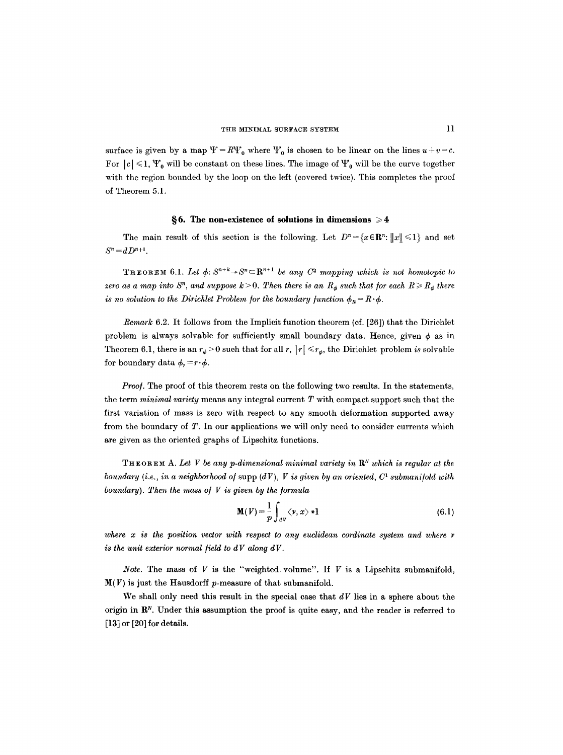surface is given by a map $\Psi = R\Psi_0$ where $\Psi_0$ is chosen to be linear on the lines $u+v=c$. For $|c| \leqslant 1$, $\Psi_0$ will be constant on these lines. The image of $\Psi_0$ will be the curve together with the region bounded by the loop on the left (covered twice). This completes the proof of Theorem 5.1.

## § 6. The non-existence of solutions in dimensions $\geqslant 4$

The main result of this section is the following. Let $D^n = \{x \in \mathbf{R}^n : \|x\| \leqslant 1\}$ and set $S^n = dD^{n+1}$.

THEOREM 6.1. *Let $\phi: S^{n+k} \to S^n \subset \mathbf{R}^{n+1}$ be any $C^2$ mapping which is not homotopic to zero as a map into $S^n$, and suppose $k > 0$. Then there is an $R_\phi$ such that for each $R \geqslant R_\phi$ there is no solution to the Dirichlet Problem for the boundary function $\phi_R = R \cdot \phi$.*

*Remark* 6.2. It follows from the Implicit function theorem (cf. [26]) that the Dirichlet problem is always solvable for sufficiently small boundary data. Hence, given $\phi$ as in Theorem 6.1, there is an $r_\phi > 0$ such that for all $r$, $|r| \leqslant r_\phi$, the Dirichlet problem *is* solvable for boundary data $\phi_r = r \cdot \phi$.

*Proof.* The proof of this theorem rests on the following two results. In the statements, the term *minimal variety* means any integral current $T$ with compact support such that the first variation of mass is zero with respect to any smooth deformation supported away from the boundary of $T$. In our applications we will only need to consider currents which are given as the oriented graphs of Lipschitz functions.

THEOREM A. *Let $V$ be any $p$-dimensional minimal variety in $\mathbf{R}^N$ which is regular at the boundary (i.e., in a neighborhood of supp $(dV)$, $V$ is given by an oriented, $C^1$ submanifold with boundary). Then the mass of $V$ is given by the formula*

$$\mathbf{M}(V) = \frac{1}{p}\int_{dV} \langle \nu, x\rangle * 1 \tag{6.1}$$

*where $x$ is the position vector with respect to any euclidean cordinate system and where $\nu$ is the unit exterior normal field to $dV$ along $dV$.*

*Note.* The mass of $V$ is the "weighted volume". If $V$ is a Lipschitz submanifold, $\mathbf{M}(V)$ is just the Hausdorff $p$-measure of that submanifold.

We shall only need this result in the special case that $dV$ lies in a sphere about the origin in $\mathbf{R}^N$. Under this assumption the proof is quite easy, and the reader is referred to [13] or [20] for details.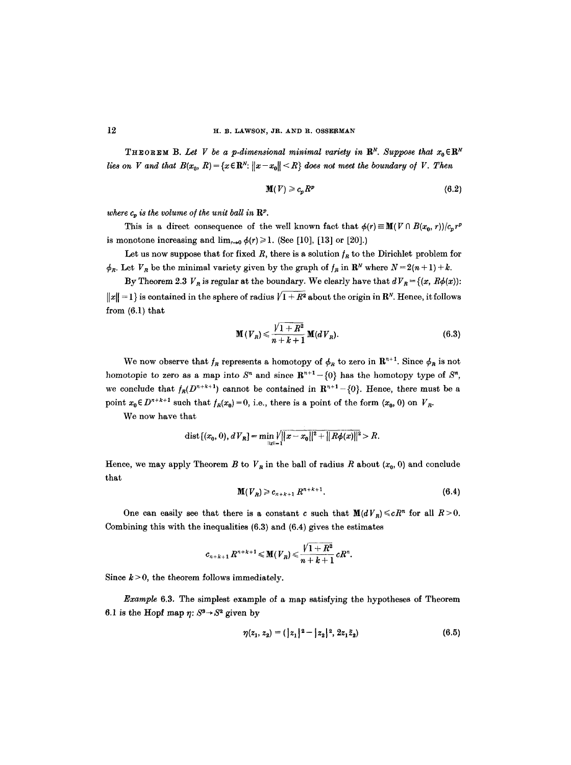**Theorem B.** *Let $V$ be a $p$-dimensional minimal variety in $\mathbf{R}^N$. Suppose that $x_0 \in \mathbf{R}^N$ lies on $V$ and that $B(x_0, R) = \{x \in \mathbf{R}^N : \|x - x_0\| < R\}$ does not meet the boundary of $V$. Then*

$$\mathbf{M}(V) \geqslant c_p R^p \tag{6.2}$$

*where $c_p$ is the volume of the unit ball in $\mathbf{R}^p$.*

This is a direct consequence of the well known fact that $\phi(r) \equiv \mathbf{M}(V \cap B(x_0, r))/c_p r^p$ is monotone increasing and $\lim_{r\to 0} \phi(r) \geqslant 1$. (See [10], [13] or [20].)

Let us now suppose that for fixed $R$, there is a solution $f_R$ to the Dirichlet problem for $\phi_R$. Let $V_R$ be the minimal variety given by the graph of $f_R$ in $\mathbf{R}^N$ where $N = 2(n+1)+k$.

By Theorem 2.3 $V_R$ is regular at the boundary. We clearly have that $dV_R = \{(x, R\phi(x)): \|x\| = 1\}$ is contained in the sphere of radius $\sqrt{1+R^2}$ about the origin in $\mathbf{R}^N$. Hence, it follows from (6.1) that

$$\mathbf{M}(V_R) \leqslant \frac{\sqrt{1+R^2}}{n+k+1} \mathbf{M}(dV_R). \tag{6.3}$$

We now observe that $f_R$ represents a homotopy of $\phi_R$ to zero in $\mathbf{R}^{n+1}$. Since $\phi_R$ is not homotopic to zero as a map into $S^n$ and since $\mathbf{R}^{n+1} - \{0\}$ has the homotopy type of $S^n$, we conclude that $f_R(D^{n+k+1})$ cannot be contained in $\mathbf{R}^{n+1} - \{0\}$. Hence, there must be a point $x_0 \in D^{n+k+1}$ such that $f_R(x_0) = 0$, i.e., there is a point of the form $(x_0, 0)$ on $V_R$.

We now have that

$$\operatorname{dist}[(x_0, 0), dV_R] = \min_{\|x\|=1} \sqrt{\|x - x_0\|^2 + \|R\phi(x)\|^2} > R.$$

Hence, we may apply Theorem $B$ to $V_R$ in the ball of radius $R$ about $(x_0, 0)$ and conclude that

$$\mathbf{M}(V_R) \geqslant c_{n+k+1} R^{n+k+1}. \tag{6.4}$$

One can easily see that there is a constant $c$ such that $\mathbf{M}(dV_R) \leqslant cR^n$ for all $R > 0$. Combining this with the inequalities (6.3) and (6.4) gives the estimates

$$c_{n+k+1} R^{n+k+1} \leqslant \mathbf{M}(V_R) \leqslant \frac{\sqrt{1+R^2}}{n+k+1} cR^n.$$

Since $k > 0$, the theorem follows immediately.

*Example* 6.3. The simplest example of a map satisfying the hypotheses of Theorem 6.1 is the Hopf map $\eta: S^3 \to S^2$ given by

$$\eta(z_1, z_2) = (|z_1|^2 - |z_2|^2, 2z_1\bar{z}_2) \tag{6.5}$$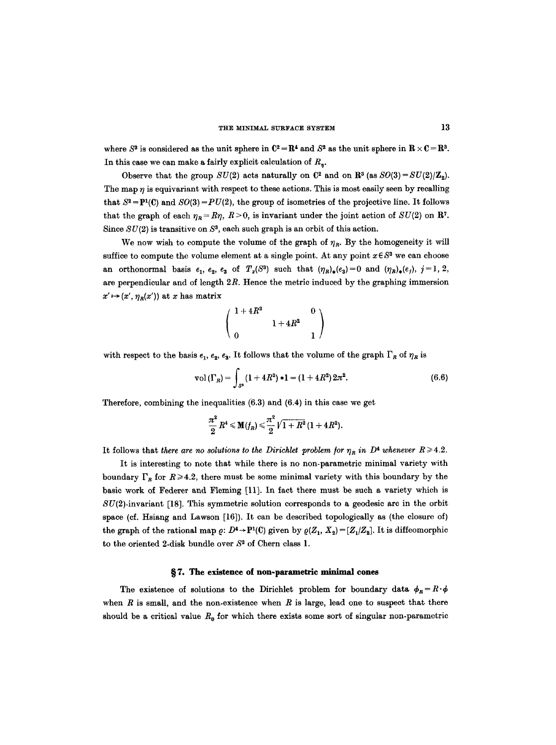where $S^3$ is considered as the unit sphere in $\mathbf{C}^2 = \mathbf{R}^4$ and $S^2$ as the unit sphere in $\mathbf{R} \times \mathbf{C} = \mathbf{R}^3$. In this case we can make a fairly explicit calculation of $R_\eta$.

Observe that the group $SU(2)$ acts naturally on $\mathbf{C}^2$ and on $\mathbf{R}^3$ (as $SO(3) = SU(2)/\mathbf{Z}_2$). The map $\eta$ is equivariant with respect to these actions. This is most easily seen by recalling that $S^2 = \mathbf{P}^1(\mathbf{C})$ and $SO(3) = PU(2)$, the group of isometries of the projective line. It follows that the graph of each $\eta_R = R\eta$, $R > 0$, is invariant under the joint action of $SU(2)$ on $\mathbf{R}^7$. Since $SU(2)$ is transitive on $S^3$, each such graph is an orbit of this action.

We now wish to compute the volume of the graph of $\eta_R$. By the homogeneity it will suffice to compute the volume element at a single point. At any point $x \in S^3$ we can choose an orthonormal basis $e_1$, $e_2$, $e_3$ of $T_x(S^3)$ such that $(\eta_R)_*(e_3) = 0$ and $(\eta_R)_*(e_j)$, $j = 1, 2$, are perpendicular and of length $2R$. Hence the metric induced by the graphing immersion $x' \mapsto (x', \eta_R(x'))$ at $x$ has matrix

$$\begin{pmatrix} 1+4R^2 & & 0 \\ & 1+4R^2 & \\ 0 & & 1 \end{pmatrix}$$

with respect to the basis $e_1$, $e_2$, $e_3$. It follows that the volume of the graph $\Gamma_R$ of $\eta_R$ is

$$\operatorname{vol}(\Gamma_R) = \int_{S^3} (1+4R^2) * 1 = (1+4R^2)\, 2\pi^2. \tag{6.6}$$

Therefore, combining the inequalities (6.3) and (6.4) in this case we get

$$\frac{\pi^2}{2} R^4 \leqslant \mathbf{M}(f_R) \leqslant \frac{\pi^2}{2} \sqrt{1+R^2}\,(1+4R^2).$$

It follows that *there are no solutions to the Dirichlet problem for $\eta_R$ in $D^4$ whenever $R \geqslant 4.2$.*

It is interesting to note that while there is no non-parametric minimal variety with boundary $\Gamma_R$ for $R \geqslant 4.2$, there must be some minimal variety with this boundary by the basic work of Federer and Fleming [11]. In fact there must be such a variety which is $SU(2)$-invariant [18]. This symmetric solution corresponds to a geodesic arc in the orbit space (cf. Hsiang and Lawson [16]). It can be described topologically as (the closure of) the graph of the rational map $\varrho \colon D^4 \to \mathbf{P}^1(\mathbf{C})$ given by $\varrho(Z_1, X_2) = [Z_1/Z_2]$. It is diffeomorphic to the oriented 2-disk bundle over $S^2$ of Chern class 1.

## § 7. The existence of non-parametric minimal cones

The existence of solutions to the Dirichlet problem for boundary data $\phi_R = R \cdot \phi$ when $R$ is small, and the non-existence when $R$ is large, lead one to suspect that there should be a critical value $R_0$ for which there exists some sort of singular non-parametric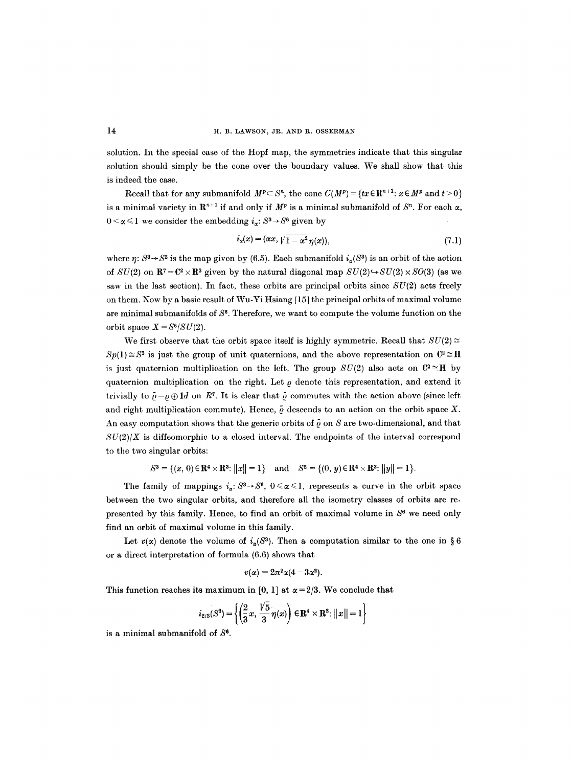solution. In the special case of the Hopf map, the symmetries indicate that this singular solution should simply be the cone over the boundary values. We shall show that this is indeed the case.

Recall that for any submanifold $M^p \subset S^n$, the cone $C(M^p) = \{tx \in \mathbf{R}^{n+1}: x \in M^p \text{ and } t > 0\}$ is a minimal variety in $\mathbf{R}^{n+1}$ if and only if $M^p$ is a minimal submanifold of $S^n$. For each $\alpha$, $0 < \alpha \leqslant 1$ we consider the embedding $i_\alpha: S^3 \to S^6$ given by

$$i_\alpha(x) = (\alpha x, \sqrt{1-\alpha^2}\,\eta(x)), \tag{7.1}$$

where $\eta: S^3 \to S^2$ is the map given by (6.5). Each submanifold $i_\alpha(S^3)$ is an orbit of the action of $SU(2)$ on $\mathbf{R}^7 = \mathbf{C}^2 \times \mathbf{R}^3$ given by the natural diagonal map $SU(2) \hookrightarrow SU(2) \times SO(3)$ (as we saw in the last section). In fact, these orbits are principal orbits since $SU(2)$ acts freely on them. Now by a basic result of Wu-Yi Hsiang [15] the principal orbits of maximal volume are minimal submanifolds of $S^6$. Therefore, we want to compute the volume function on the orbit space $X = S^6/SU(2)$.

We first observe that the orbit space itself is highly symmetric. Recall that $SU(2) \simeq Sp(1) \simeq S^3$ is just the group of unit quaternions, and the above representation on $\mathbf{C}^2 \simeq \mathbf{H}$ is just quaternion multiplication on the left. The group $SU(2)$ also acts on $\mathbf{C}^2 \simeq \mathbf{H}$ by quaternion multiplication on the right. Let $\varrho$ denote this representation, and extend it trivially to $\tilde{\varrho} = \varrho \oplus \mathbf{1}d$ on $R^7$. It is clear that $\tilde{\varrho}$ commutes with the action above (since left and right multiplication commute). Hence, $\tilde{\varrho}$ descends to an action on the orbit space $X$. An easy computation shows that the generic orbits of $\tilde{\varrho}$ on $S$ are two-dimensional, and that $SU(2)/X$ is diffeomorphic to a closed interval. The endpoints of the interval correspond to the two singular orbits:

$$S^3 = \{(x, 0) \in \mathbf{R}^4 \times \mathbf{R}^3: \|x\| = 1\} \quad \text{and} \quad S^2 = \{(0, y) \in \mathbf{R}^4 \times \mathbf{R}^3: \|y\| = 1\}.$$

The family of mappings $i_\alpha: S^3 \to S^6$, $0 \leqslant \alpha \leqslant 1$, represents a curve in the orbit space between the two singular orbits, and therefore all the isometry classes of orbits are represented by this family. Hence, to find an orbit of maximal volume in $S^6$ we need only find an orbit of maximal volume in this family.

Let $v(\alpha)$ denote the volume of $i_\alpha(S^3)$. Then a computation similar to the one in § 6 or a direct interpretation of formula (6.6) shows that

$$v(\alpha) = 2\pi^2\alpha(4 - 3\alpha^2).$$

This function reaches its maximum in $[0, 1]$ at $\alpha = 2/3$. We conclude that

$$i_{2/3}(S^3) = \left\{\left(\frac{2}{3}x, \frac{\sqrt{5}}{3}\eta(x)\right) \in \mathbf{R}^4 \times \mathbf{R}^3: \|x\| = 1\right\}$$

is a minimal submanifold of $S^6$.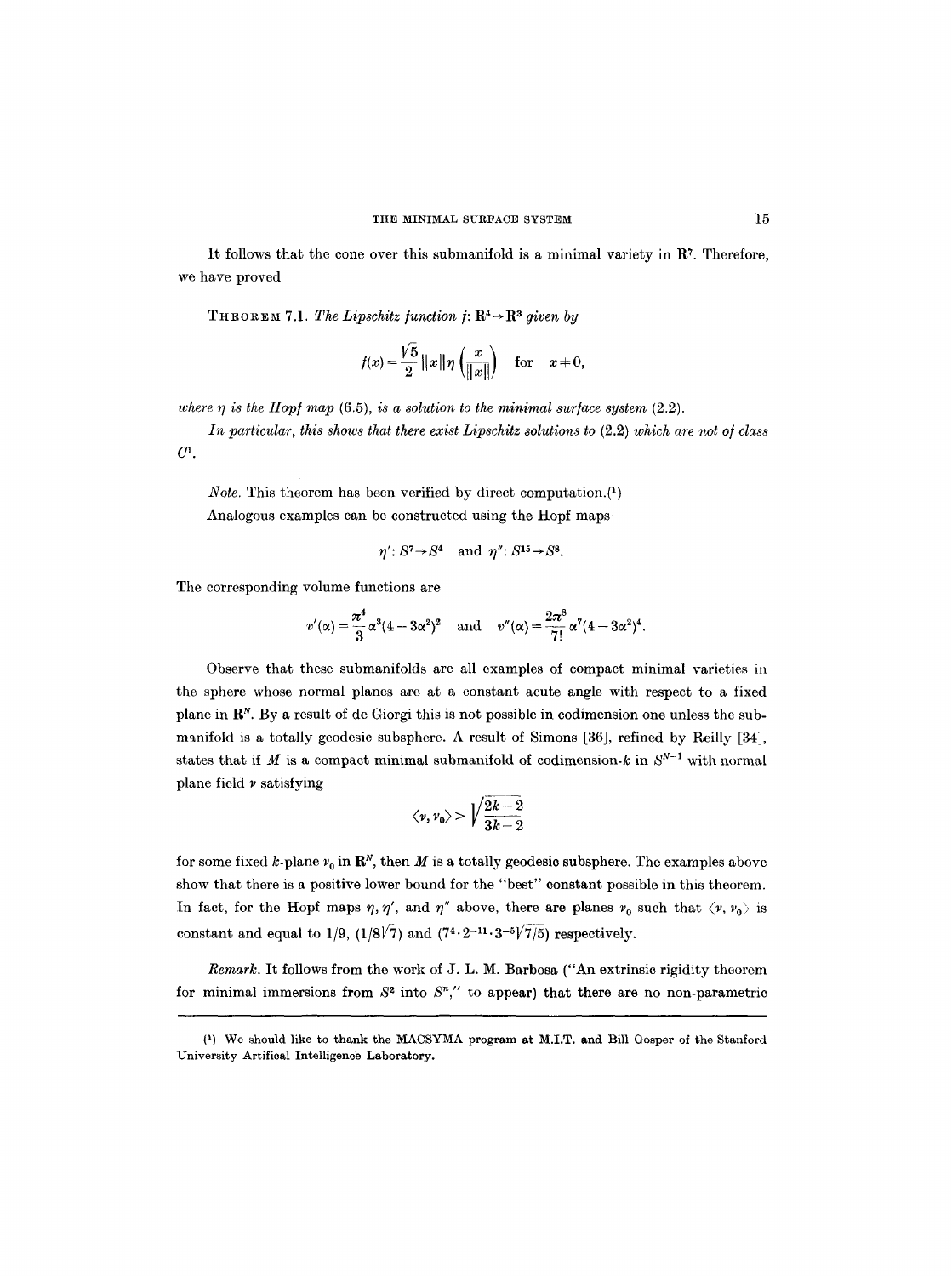It follows that the cone over this submanifold is a minimal variety in $\mathbf{R}^7$. Therefore, we have proved

THEOREM 7.1. *The Lipschitz function $f: \mathbf{R}^4 \to \mathbf{R}^3$ given by*

$$f(x) = \frac{\sqrt{5}}{2} \|x\| \eta \left( \frac{x}{\|x\|} \right) \quad \text{for} \quad x \neq 0,$$

*where $\eta$ is the Hopf map (6.5), is a solution to the minimal surface system (2.2).*

*In particular, this shows that there exist Lipschitz solutions to (2.2) which are not of class $C^1$.*

*Note.* This theorem has been verified by direct computation.(1)

Analogous examples can be constructed using the Hopf maps

$$\eta': S^7 \to S^4 \quad \text{and} \quad \eta'': S^{15} \to S^8.$$

The corresponding volume functions are

$$v'(\alpha) = \frac{\pi^4}{3} \alpha^3 (4 - 3\alpha^2)^2 \quad \text{and} \quad v''(\alpha) = \frac{2\pi^8}{7!} \alpha^7 (4 - 3\alpha^2)^4.$$

Observe that these submanifolds are all examples of compact minimal varieties in the sphere whose normal planes are at a constant acute angle with respect to a fixed plane in $\mathbf{R}^N$. By a result of de Giorgi this is not possible in codimension one unless the submanifold is a totally geodesic subsphere. A result of Simons [36], refined by Reilly [34], states that if $M$ is a compact minimal submanifold of codimension-$k$ in $S^{N-1}$ with normal plane field $\nu$ satisfying

$$\langle \nu, \nu_0 \rangle > \sqrt{\frac{2k-2}{3k-2}}$$

for some fixed $k$-plane $\nu_0$ in $\mathbf{R}^N$, then $M$ is a totally geodesic subsphere. The examples above show that there is a positive lower bound for the "best" constant possible in this theorem. In fact, for the Hopf maps $\eta, \eta'$, and $\eta''$ above, there are planes $\nu_0$ such that $\langle \nu, \nu_0 \rangle$ is constant and equal to $1/9$, $(1/8\sqrt{7})$ and $(7^4 \cdot 2^{-11} \cdot 3^{-5} \sqrt{7/5})$ respectively.

*Remark.* It follows from the work of J. L. M. Barbosa ("An extrinsic rigidity theorem for minimal immersions from $S^2$ into $S^n$," to appear) that there are no non-parametric

---

(1) We should like to thank the MACSYMA program at M.I.T. and Bill Gosper of the Stanford University Artifical Intelligence Laboratory.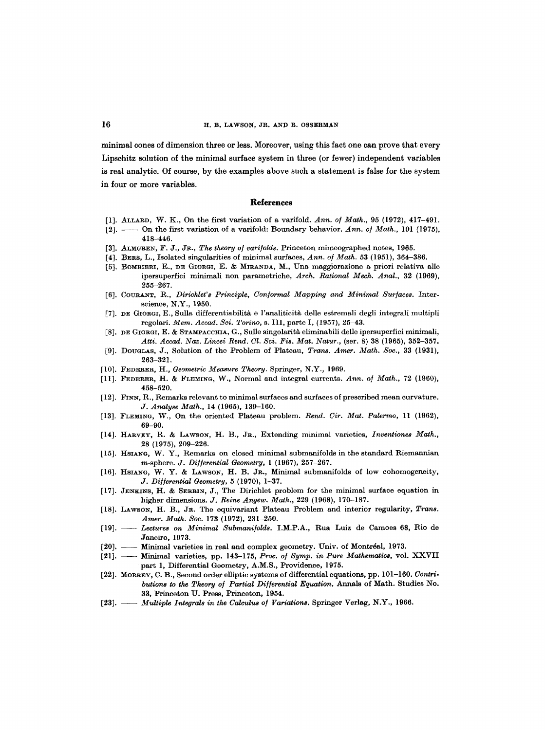minimal cones of dimension three or less. Moreover, using this fact one can prove that every Lipschitz solution of the minimal surface system in three (or fewer) independent variables is real analytic. Of course, by the examples above such a statement is false for the system in four or more variables.

## References

[1]. Allard, W. K., On the first variation of a varifold. *Ann. of Math.*, 95 (1972), 417–491.

[2]. —— On the first variation of a varifold: Boundary behavior. *Ann. of Math.*, 101 (1975), 418–446.

[3]. Almgren, F. J., Jr., *The theory of varifolds*. Princeton mimeographed notes, 1965.

[4]. Bers, L., Isolated singularities of minimal surfaces, *Ann. of Math.* 53 (1951), 364–386.

[5]. Bombieri, E., de Giorgi, E. & Miranda, M., Una maggiorazione a priori relativa alle ipersuperfici minimali non parametriche, *Arch. Rational Mech. Anal.*, 32 (1969), 255–267.

[6]. Courant, R., *Dirichlet's Principle, Conformal Mapping and Minimal Surfaces*. Interscience, N.Y., 1950.

[7]. de Giorgi, E., Sulla differentiabilità e l'analiticità delle estremali degli integrali multipli regolari. *Mem. Accad. Sci. Torino*, s. III, parte I, (1957), 25–43.

[8]. de Giorgi, E. & Stampacchia, G., Sulle singolarità eliminabili delle ipersuperfici minimali, *Atti. Accad. Naz. Lincei Rend. Cl. Sci. Fis. Mat. Natur.*, (ser. 8) 38 (1965), 352–357.

[9]. Douglas, J., Solution of the Problem of Plateau, *Trans. Amer. Math. Soc.*, 33 (1931), 263–321.

[10]. Federer, H., *Geometric Measure Theory*. Springer, N.Y., 1969.

[11]. Federer, H. & Fleming, W., Normal and integral currents. *Ann. of Math.*, 72 (1960), 458–520.

[12]. Finn, R., Remarks relevant to minimal surfaces and surfaces of prescribed mean curvature. *J. Analyse Math.*, 14 (1965), 139–160.

[13]. Fleming, W., On the oriented Plateau problem. *Rend. Cir. Mat. Palermo*, 11 (1962), 69–90.

[14]. Harvey, R. & Lawson, H. B., Jr., Extending minimal varieties, *Inventiones Math.*, 28 (1975), 209–226.

[15]. Hsiang, W. Y., Remarks on closed minimal submanifolds in the standard Riemannian $m$-sphere. *J. Differential Geometry*, 1 (1967), 257–267.

[16]. Hsiang, W. Y. & Lawson, H. B. Jr., Minimal submanifolds of low cohomogeneity, *J. Differential Geometry*, 5 (1970), 1–37.

[17]. Jenkins, H. & Serrin, J., The Dirichlet problem for the minimal surface equation in higher dimensions. *J. Reine Angew. Math.*, 229 (1968), 170–187.

[18]. Lawson, H. B., Jr. The equivariant Plateau Problem and interior regularity, *Trans. Amer. Math. Soc.* 173 (1972), 231–250.

[19]. —— *Lectures on Minimal Submanifolds*. I.M.P.A., Rua Luiz de Camoes 68, Rio de Janeiro, 1973.

[20]. —— Minimal varieties in real and complex geometry. Univ. of Montréal, 1973.

[21]. —— Minimal varieties, pp. 143–175, *Proc. of Symp. in Pure Mathematics*, vol. XXVII part 1, Differential Geometry, A.M.S., Providence, 1975.

[22]. Morrey, C. B., Second order elliptic systems of differential equations, pp. 101–160. *Contributions to the Theory of Partial Differential Equation*. Annals of Math. Studies No. 33, Princeton U. Press, Princeton, 1954.

[23]. —— *Multiple Integrals in the Calculus of Variations*. Springer Verlag, N.Y., 1966.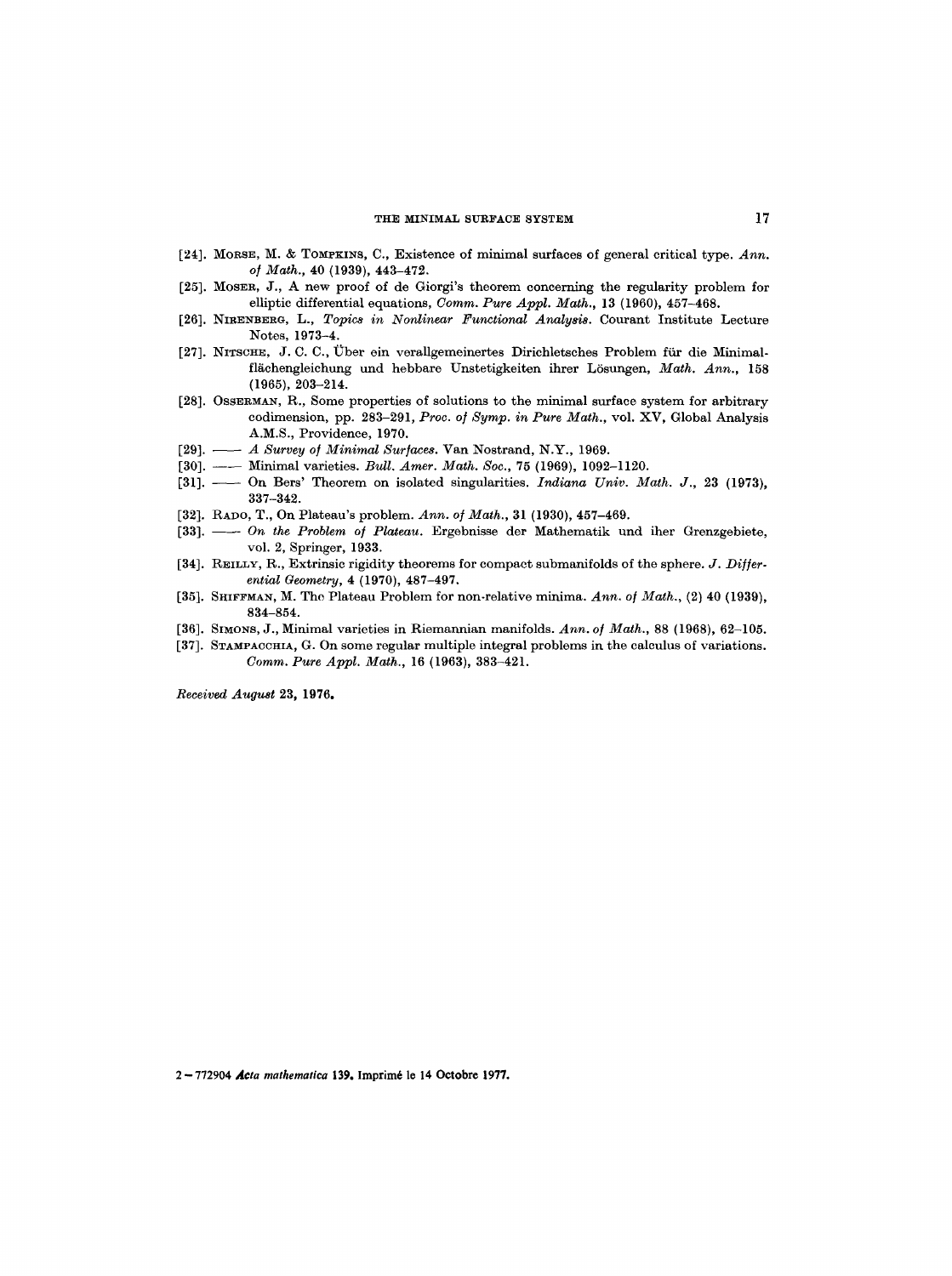[24]. MORSE, M. & TOMPKINS, C., Existence of minimal surfaces of general critical type. *Ann. of Math.*, 40 (1939), 443–472.

[25]. MOSER, J., A new proof of de Giorgi's theorem concerning the regularity problem for elliptic differential equations, *Comm. Pure Appl. Math.*, 13 (1960), 457–468.

[26]. NIRENBERG, L., *Topics in Nonlinear Functional Analysis.* Courant Institute Lecture Notes, 1973–4.

[27]. NITSCHE, J. C. C., Über ein verallgemeinertes Dirichletsches Problem für die Minimalflächengleichung und hebbare Unstetigkeiten ihrer Lösungen, *Math. Ann.*, 158 (1965), 203–214.

[28]. OSSERMAN, R., Some properties of solutions to the minimal surface system for arbitrary codimension, pp. 283–291, *Proc. of Symp. in Pure Math.*, vol. XV, Global Analysis A.M.S., Providence, 1970.

[29]. —— *A Survey of Minimal Surfaces.* Van Nostrand, N.Y., 1969.

[30]. —— Minimal varieties. *Bull. Amer. Math. Soc.*, 75 (1969), 1092–1120.

[31]. —— On Bers' Theorem on isolated singularities. *Indiana Univ. Math. J.*, 23 (1973), 337–342.

[32]. RADO, T., On Plateau's problem. *Ann. of Math.*, 31 (1930), 457–469.

[33]. —— *On the Problem of Plateau.* Ergebnisse der Mathematik und iher Grenzgebiete, vol. 2, Springer, 1933.

[34]. REILLY, R., Extrinsic rigidity theorems for compact submanifolds of the sphere. *J. Differential Geometry*, 4 (1970), 487–497.

[35]. SHIFFMAN, M. The Plateau Problem for non-relative minima. *Ann. of Math.*, (2) 40 (1939), 834–854.

[36]. SIMONS, J., Minimal varieties in Riemannian manifolds. *Ann. of Math.*, 88 (1968), 62–105.

[37]. STAMPACCHIA, G. On some regular multiple integral problems in the calculus of variations. *Comm. Pure Appl. Math.*, 16 (1963), 383–421.

*Received August 23, 1976.*

2 – 772904 *Acta mathematica* 139. Imprimé le 14 Octobre 1977.